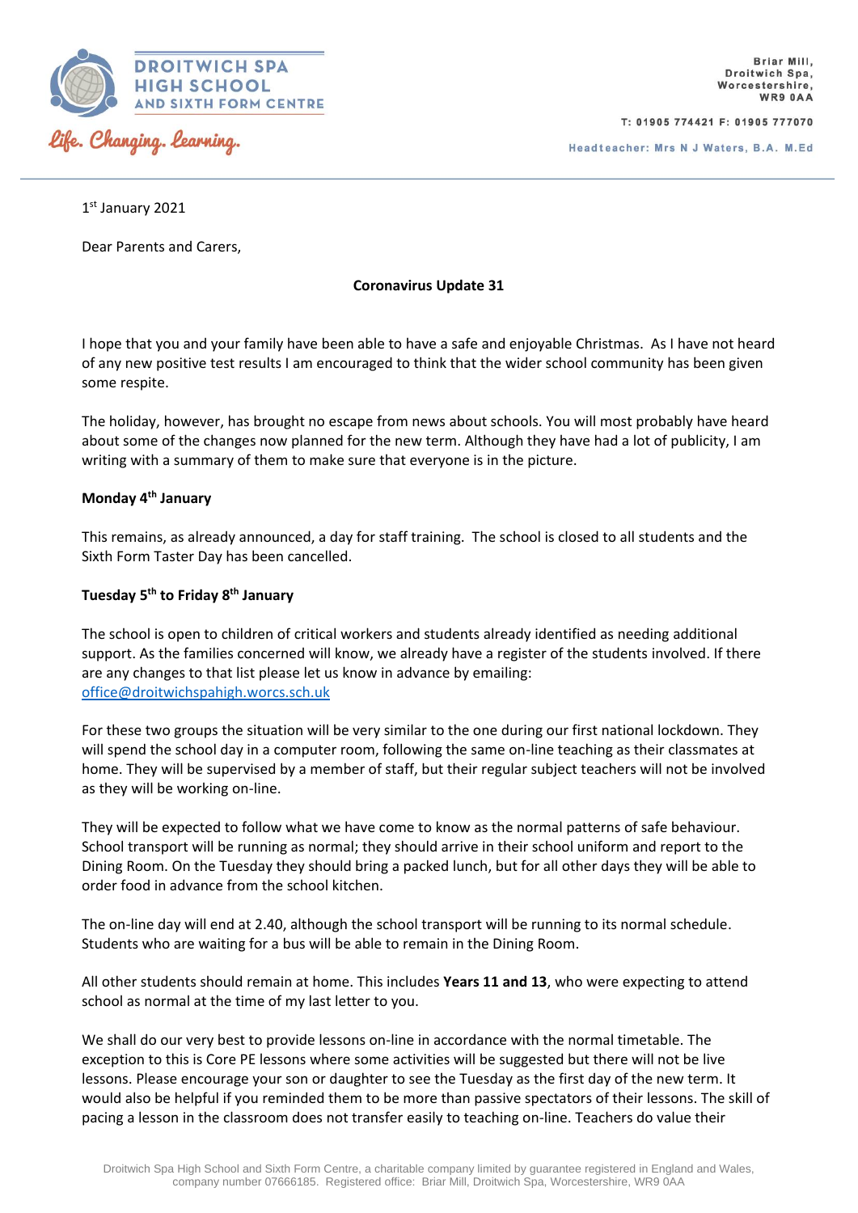**DROITWICH SPA HIGH SCHOOL AND SIXTH FORM CENTRE**

*Life. Changing. Learning.*

Briar Mill,
Droitwich Spa,
Worcestershire,
WR9 0AA

T: 01905 774421 F: 01905 777070

Headteacher: Mrs N J Waters, B.A. M.Ed

1st January 2021

Dear Parents and Carers,

**Coronavirus Update 31**

I hope that you and your family have been able to have a safe and enjoyable Christmas. As I have not heard of any new positive test results I am encouraged to think that the wider school community has been given some respite.

The holiday, however, has brought no escape from news about schools. You will most probably have heard about some of the changes now planned for the new term. Although they have had a lot of publicity, I am writing with a summary of them to make sure that everyone is in the picture.

**Monday 4th January**

This remains, as already announced, a day for staff training. The school is closed to all students and the Sixth Form Taster Day has been cancelled.

**Tuesday 5th to Friday 8th January**

The school is open to children of critical workers and students already identified as needing additional support. As the families concerned will know, we already have a register of the students involved. If there are any changes to that list please let us know in advance by emailing: office@droitwichspahigh.worcs.sch.uk

For these two groups the situation will be very similar to the one during our first national lockdown. They will spend the school day in a computer room, following the same on-line teaching as their classmates at home. They will be supervised by a member of staff, but their regular subject teachers will not be involved as they will be working on-line.

They will be expected to follow what we have come to know as the normal patterns of safe behaviour. School transport will be running as normal; they should arrive in their school uniform and report to the Dining Room. On the Tuesday they should bring a packed lunch, but for all other days they will be able to order food in advance from the school kitchen.

The on-line day will end at 2.40, although the school transport will be running to its normal schedule. Students who are waiting for a bus will be able to remain in the Dining Room.

All other students should remain at home. This includes **Years 11 and 13**, who were expecting to attend school as normal at the time of my last letter to you.

We shall do our very best to provide lessons on-line in accordance with the normal timetable. The exception to this is Core PE lessons where some activities will be suggested but there will not be live lessons. Please encourage your son or daughter to see the Tuesday as the first day of the new term. It would also be helpful if you reminded them to be more than passive spectators of their lessons. The skill of pacing a lesson in the classroom does not transfer easily to teaching on-line. Teachers do value their

Droitwich Spa High School and Sixth Form Centre, a charitable company limited by guarantee registered in England and Wales, company number 07666185. Registered office: Briar Mill, Droitwich Spa, Worcestershire, WR9 0AA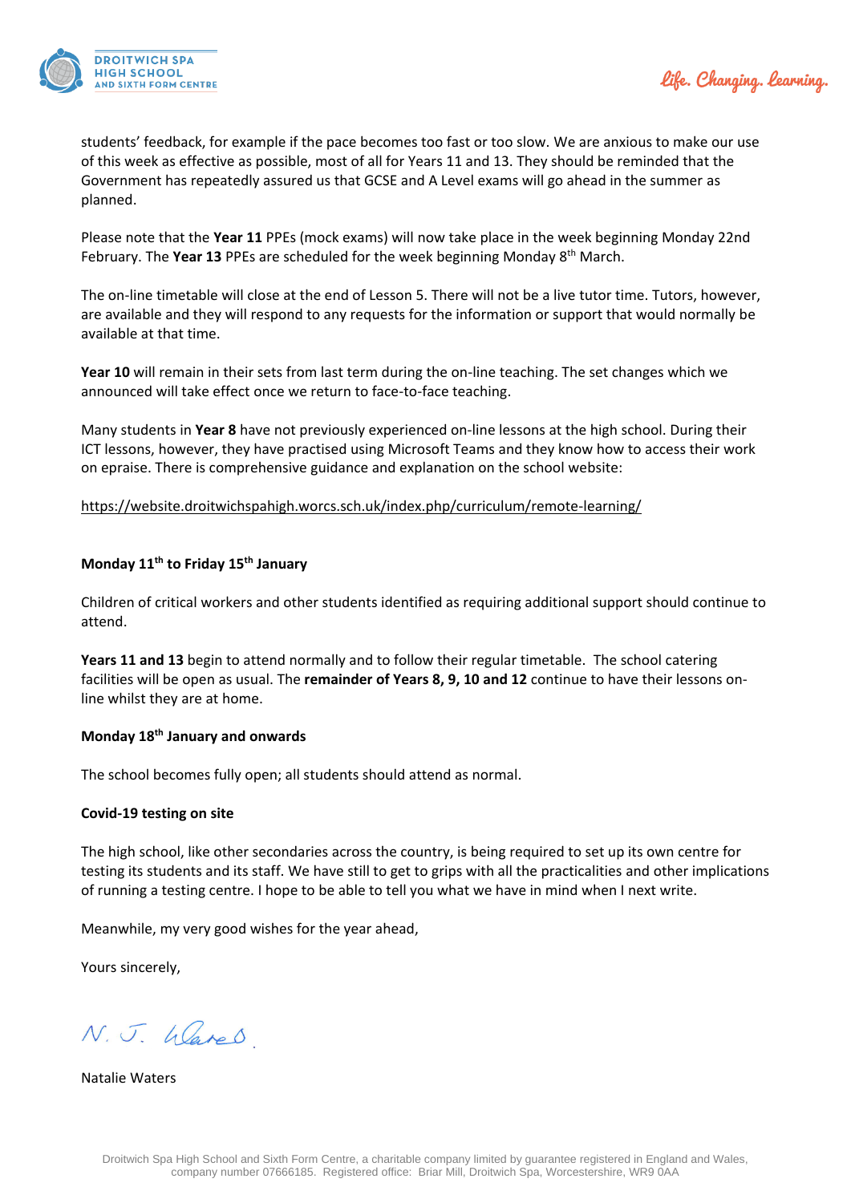students' feedback, for example if the pace becomes too fast or too slow. We are anxious to make our use of this week as effective as possible, most of all for Years 11 and 13. They should be reminded that the Government has repeatedly assured us that GCSE and A Level exams will go ahead in the summer as planned.

Please note that the **Year 11** PPEs (mock exams) will now take place in the week beginning Monday 22nd February. The **Year 13** PPEs are scheduled for the week beginning Monday 8th March.

The on-line timetable will close at the end of Lesson 5. There will not be a live tutor time. Tutors, however, are available and they will respond to any requests for the information or support that would normally be available at that time.

**Year 10** will remain in their sets from last term during the on-line teaching. The set changes which we announced will take effect once we return to face-to-face teaching.

Many students in **Year 8** have not previously experienced on-line lessons at the high school. During their ICT lessons, however, they have practised using Microsoft Teams and they know how to access their work on epraise. There is comprehensive guidance and explanation on the school website:

https://website.droitwichspahigh.worcs.sch.uk/index.php/curriculum/remote-learning/

**Monday 11th to Friday 15th January**

Children of critical workers and other students identified as requiring additional support should continue to attend.

**Years 11 and 13** begin to attend normally and to follow their regular timetable. The school catering facilities will be open as usual. The **remainder of Years 8, 9, 10 and 12** continue to have their lessons on-line whilst they are at home.

**Monday 18th January and onwards**

The school becomes fully open; all students should attend as normal.

**Covid-19 testing on site**

The high school, like other secondaries across the country, is being required to set up its own centre for testing its students and its staff. We have still to get to grips with all the practicalities and other implications of running a testing centre. I hope to be able to tell you what we have in mind when I next write.

Meanwhile, my very good wishes for the year ahead,

Yours sincerely,

N. J. Waters

Natalie Waters